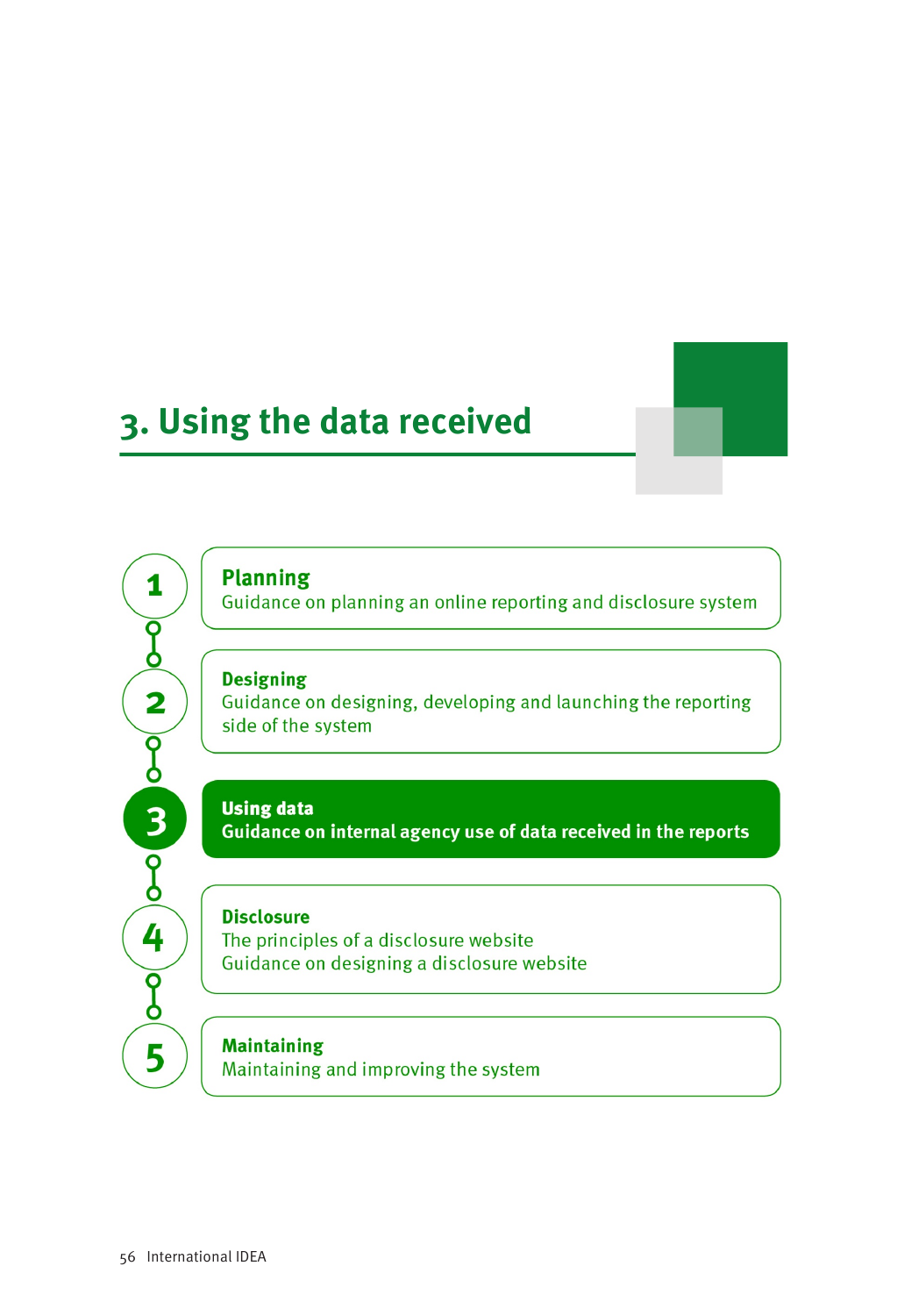# 3. Using the data received

1 **Planning**
Guidance on planning an online reporting and disclosure system

2 **Designing**
Guidance on designing, developing and launching the reporting side of the system

3 **Using data**
**Guidance on internal agency use of data received in the reports**

4 **Disclosure**
The principles of a disclosure website
Guidance on designing a disclosure website

5 **Maintaining**
Maintaining and improving the system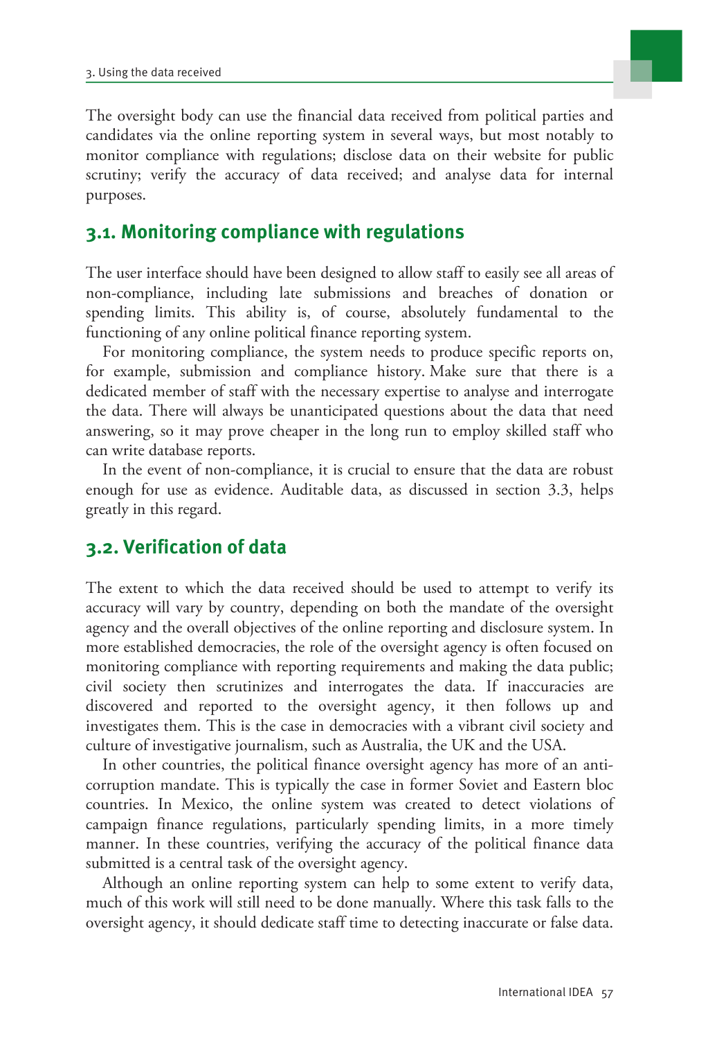The oversight body can use the financial data received from political parties and candidates via the online reporting system in several ways, but most notably to monitor compliance with regulations; disclose data on their website for public scrutiny; verify the accuracy of data received; and analyse data for internal purposes.

## 3.1. Monitoring compliance with regulations

The user interface should have been designed to allow staff to easily see all areas of non-compliance, including late submissions and breaches of donation or spending limits. This ability is, of course, absolutely fundamental to the functioning of any online political finance reporting system.

For monitoring compliance, the system needs to produce specific reports on, for example, submission and compliance history. Make sure that there is a dedicated member of staff with the necessary expertise to analyse and interrogate the data. There will always be unanticipated questions about the data that need answering, so it may prove cheaper in the long run to employ skilled staff who can write database reports.

In the event of non-compliance, it is crucial to ensure that the data are robust enough for use as evidence. Auditable data, as discussed in section 3.3, helps greatly in this regard.

## 3.2. Verification of data

The extent to which the data received should be used to attempt to verify its accuracy will vary by country, depending on both the mandate of the oversight agency and the overall objectives of the online reporting and disclosure system. In more established democracies, the role of the oversight agency is often focused on monitoring compliance with reporting requirements and making the data public; civil society then scrutinizes and interrogates the data. If inaccuracies are discovered and reported to the oversight agency, it then follows up and investigates them. This is the case in democracies with a vibrant civil society and culture of investigative journalism, such as Australia, the UK and the USA.

In other countries, the political finance oversight agency has more of an anti-corruption mandate. This is typically the case in former Soviet and Eastern bloc countries. In Mexico, the online system was created to detect violations of campaign finance regulations, particularly spending limits, in a more timely manner. In these countries, verifying the accuracy of the political finance data submitted is a central task of the oversight agency.

Although an online reporting system can help to some extent to verify data, much of this work will still need to be done manually. Where this task falls to the oversight agency, it should dedicate staff time to detecting inaccurate or false data.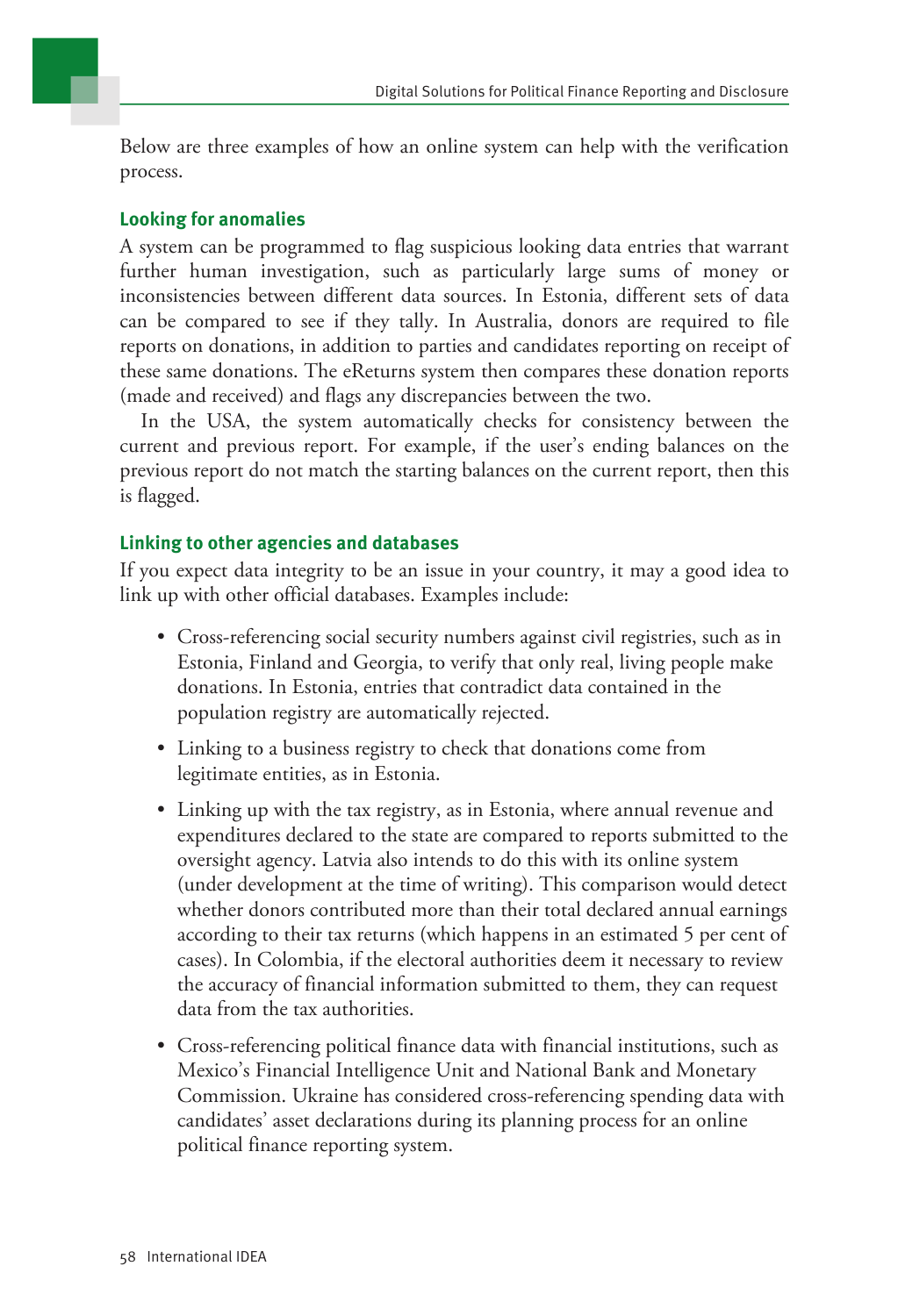Below are three examples of how an online system can help with the verification process.

### Looking for anomalies

A system can be programmed to flag suspicious looking data entries that warrant further human investigation, such as particularly large sums of money or inconsistencies between different data sources. In Estonia, different sets of data can be compared to see if they tally. In Australia, donors are required to file reports on donations, in addition to parties and candidates reporting on receipt of these same donations. The eReturns system then compares these donation reports (made and received) and flags any discrepancies between the two.

In the USA, the system automatically checks for consistency between the current and previous report. For example, if the user's ending balances on the previous report do not match the starting balances on the current report, then this is flagged.

### Linking to other agencies and databases

If you expect data integrity to be an issue in your country, it may a good idea to link up with other official databases. Examples include:

- Cross-referencing social security numbers against civil registries, such as in Estonia, Finland and Georgia, to verify that only real, living people make donations. In Estonia, entries that contradict data contained in the population registry are automatically rejected.
- Linking to a business registry to check that donations come from legitimate entities, as in Estonia.
- Linking up with the tax registry, as in Estonia, where annual revenue and expenditures declared to the state are compared to reports submitted to the oversight agency. Latvia also intends to do this with its online system (under development at the time of writing). This comparison would detect whether donors contributed more than their total declared annual earnings according to their tax returns (which happens in an estimated 5 per cent of cases). In Colombia, if the electoral authorities deem it necessary to review the accuracy of financial information submitted to them, they can request data from the tax authorities.
- Cross-referencing political finance data with financial institutions, such as Mexico's Financial Intelligence Unit and National Bank and Monetary Commission. Ukraine has considered cross-referencing spending data with candidates' asset declarations during its planning process for an online political finance reporting system.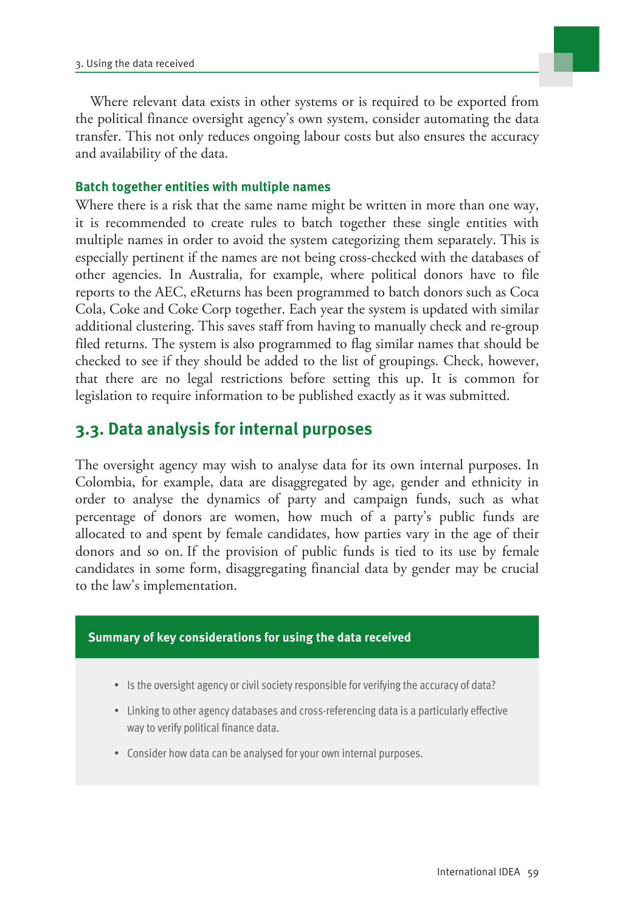Where relevant data exists in other systems or is required to be exported from the political finance oversight agency's own system, consider automating the data transfer. This not only reduces ongoing labour costs but also ensures the accuracy and availability of the data.

### Batch together entities with multiple names

Where there is a risk that the same name might be written in more than one way, it is recommended to create rules to batch together these single entities with multiple names in order to avoid the system categorizing them separately. This is especially pertinent if the names are not being cross-checked with the databases of other agencies. In Australia, for example, where political donors have to file reports to the AEC, eReturns has been programmed to batch donors such as Coca Cola, Coke and Coke Corp together. Each year the system is updated with similar additional clustering. This saves staff from having to manually check and re-group filed returns. The system is also programmed to flag similar names that should be checked to see if they should be added to the list of groupings. Check, however, that there are no legal restrictions before setting this up. It is common for legislation to require information to be published exactly as it was submitted.

## 3.3. Data analysis for internal purposes

The oversight agency may wish to analyse data for its own internal purposes. In Colombia, for example, data are disaggregated by age, gender and ethnicity in order to analyse the dynamics of party and campaign funds, such as what percentage of donors are women, how much of a party's public funds are allocated to and spent by female candidates, how parties vary in the age of their donors and so on. If the provision of public funds is tied to its use by female candidates in some form, disaggregating financial data by gender may be crucial to the law's implementation.

**Summary of key considerations for using the data received**

- Is the oversight agency or civil society responsible for verifying the accuracy of data?
- Linking to other agency databases and cross-referencing data is a particularly effective way to verify political finance data.
- Consider how data can be analysed for your own internal purposes.